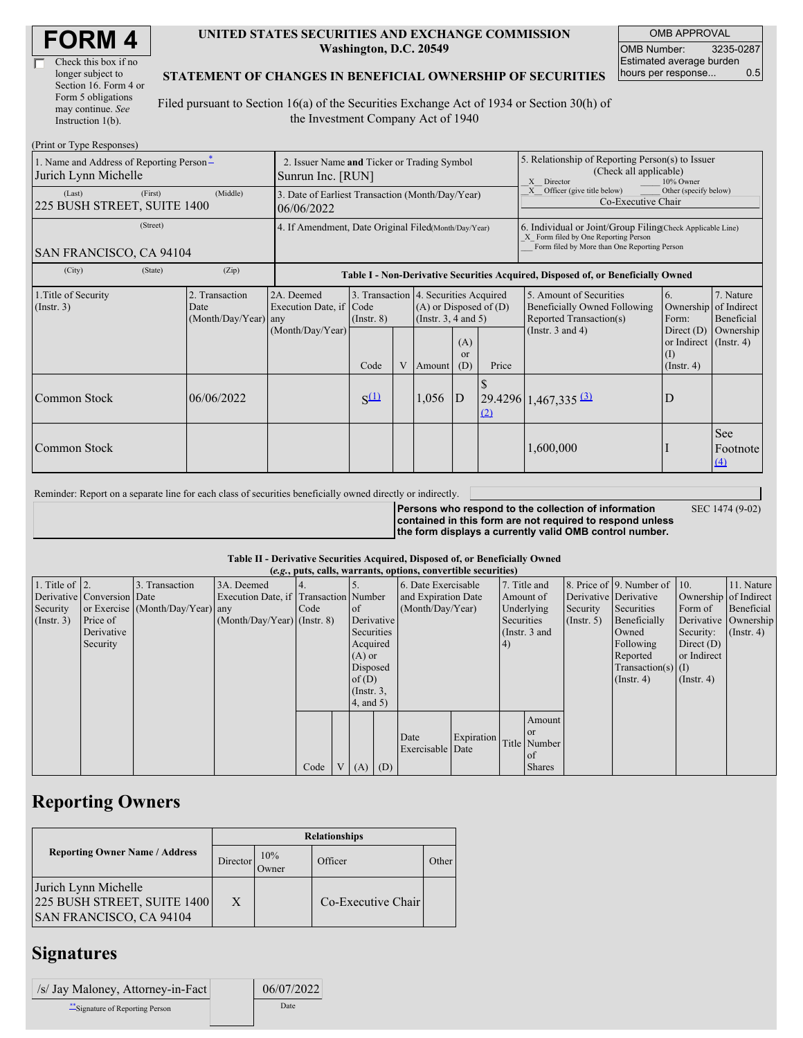# FORM 4

☐ Check this box if no longer subject to Section 16. Form 4 or Form 5 obligations may continue. *See* Instruction 1(b).

**UNITED STATES SECURITIES AND EXCHANGE COMMISSION**
**Washington, D.C. 20549**

**STATEMENT OF CHANGES IN BENEFICIAL OWNERSHIP OF SECURITIES**

Filed pursuant to Section 16(a) of the Securities Exchange Act of 1934 or Section 30(h) of the Investment Company Act of 1940

| OMB APPROVAL | |
|---|---|
| OMB Number: | 3235-0287 |
| Estimated average burden hours per response... | 0.5 |

(Print or Type Responses)

| 1. Name and Address of Reporting Person* | 2. Issuer Name and Ticker or Trading Symbol | 5. Relationship of Reporting Person(s) to Issuer (Check all applicable) |
|---|---|---|
| Jurich Lynn Michelle | Sunrun Inc. [RUN] | _X_ Director ___ 10% Owner |
| (Last) (First) (Middle) 225 BUSH STREET, SUITE 1400 | 3. Date of Earliest Transaction (Month/Day/Year) 06/06/2022 | _X_ Officer (give title below) ___ Other (specify below) Co-Executive Chair |
| (Street) SAN FRANCISCO, CA 94104 | 4. If Amendment, Date Original Filed(Month/Day/Year) | 6. Individual or Joint/Group Filing(Check Applicable Line) _X_ Form filed by One Reporting Person ___ Form filed by More than One Reporting Person |
| (City) (State) (Zip) | | |

**Table I - Non-Derivative Securities Acquired, Disposed of, or Beneficially Owned**

| 1.Title of Security (Instr. 3) | 2. Transaction Date (Month/Day/Year) | 2A. Deemed Execution Date, if any (Month/Day/Year) | 3. Transaction Code (Instr. 8) | | 4. Securities Acquired (A) or Disposed of (D) (Instr. 3, 4 and 5) | | | 5. Amount of Securities Beneficially Owned Following Reported Transaction(s) (Instr. 3 and 4) | 6. Ownership Form: Direct (D) or Indirect (I) (Instr. 4) | 7. Nature of Indirect Beneficial Ownership (Instr. 4) |
|---|---|---|---|---|---|---|---|---|---|---|
| | | | Code | V | Amount | (A) or (D) | Price | | | |
| Common Stock | 06/06/2022 | | S[(1)] | | 1,056 | D | $ 29.4296 [(2)] | 1,467,335 [(3)] | D | |
| Common Stock | | | | | | | | 1,600,000 | I | See Footnote [(4)] |

Reminder: Report on a separate line for each class of securities beneficially owned directly or indirectly.

**Persons who respond to the collection of information contained in this form are not required to respond unless the form displays a currently valid OMB control number.** SEC 1474 (9-02)

**Table II - Derivative Securities Acquired, Disposed of, or Beneficially Owned**
**(*e.g.*, puts, calls, warrants, options, convertible securities)**

| 1. Title of Derivative Security (Instr. 3) | 2. Conversion or Exercise Price of Derivative Security | 3. Transaction Date (Month/Day/Year) | 3A. Deemed Execution Date, if any (Month/Day/Year) | 4. Transaction Code (Instr. 8) | | 5. Number of Derivative Securities Acquired (A) or Disposed of (D) (Instr. 3, 4, and 5) | | 6. Date Exercisable and Expiration Date (Month/Day/Year) | | 7. Title and Amount of Underlying Securities (Instr. 3 and 4) | | 8. Price of Derivative Security (Instr. 5) | 9. Number of Derivative Securities Beneficially Owned Following Reported Transaction(s) (Instr. 4) | 10. Ownership Form of Derivative Security: Direct (D) or Indirect (I) (Instr. 4) | 11. Nature of Indirect Beneficial Ownership (Instr. 4) |
|---|---|---|---|---|---|---|---|---|---|---|---|---|---|---|---|
| | | | | Code | V | (A) | (D) | Date Exercisable | Expiration Date | Title | Amount or Number of Shares | | | | |

## Reporting Owners

| Reporting Owner Name / Address | Relationships | | | |
|---|---|---|---|---|
| | Director | 10% Owner | Officer | Other |
| Jurich Lynn Michelle 225 BUSH STREET, SUITE 1400 SAN FRANCISCO, CA 94104 | X | | Co-Executive Chair | |

## Signatures

| /s/ Jay Maloney, Attorney-in-Fact | 06/07/2022 |
|---|---|
| **Signature of Reporting Person | Date |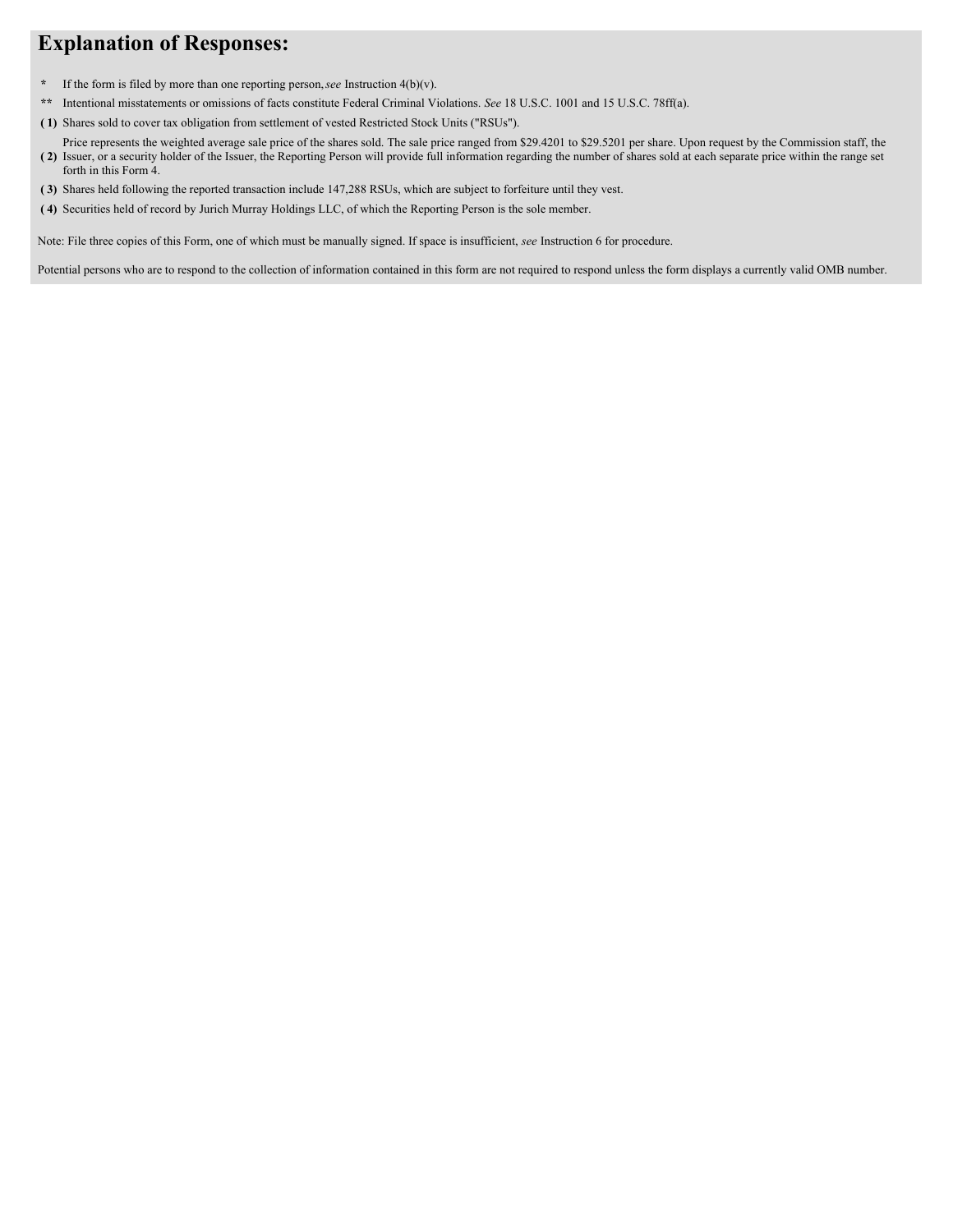# Explanation of Responses:

\* If the form is filed by more than one reporting person, *see* Instruction 4(b)(v).

** Intentional misstatements or omissions of facts constitute Federal Criminal Violations. *See* 18 U.S.C. 1001 and 15 U.S.C. 78ff(a).

( 1) Shares sold to cover tax obligation from settlement of vested Restricted Stock Units ("RSUs").

( 2) Price represents the weighted average sale price of the shares sold. The sale price ranged from $29.4201 to $29.5201 per share. Upon request by the Commission staff, the Issuer, or a security holder of the Issuer, the Reporting Person will provide full information regarding the number of shares sold at each separate price within the range set forth in this Form 4.

( 3) Shares held following the reported transaction include 147,288 RSUs, which are subject to forfeiture until they vest.

( 4) Securities held of record by Jurich Murray Holdings LLC, of which the Reporting Person is the sole member.

Note: File three copies of this Form, one of which must be manually signed. If space is insufficient, *see* Instruction 6 for procedure.

Potential persons who are to respond to the collection of information contained in this form are not required to respond unless the form displays a currently valid OMB number.